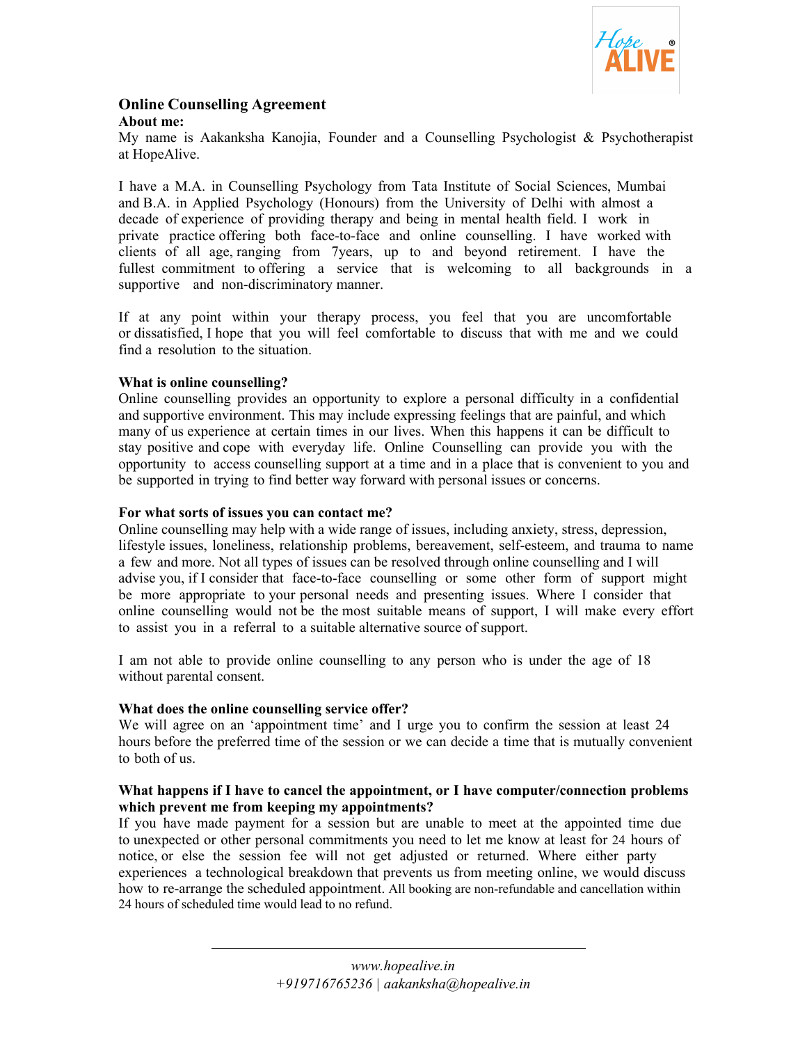# Online Counselling Agreement

**About me:**

My name is Aakanksha Kanojia, Founder and a Counselling Psychologist & Psychotherapist at HopeAlive.

I have a M.A. in Counselling Psychology from Tata Institute of Social Sciences, Mumbai and B.A. in Applied Psychology (Honours) from the University of Delhi with almost a decade of experience of providing therapy and being in mental health field. I work in private practice offering both face-to-face and online counselling. I have worked with clients of all age, ranging from 7years, up to and beyond retirement. I have the fullest commitment to offering a service that is welcoming to all backgrounds in a supportive and non-discriminatory manner.

If at any point within your therapy process, you feel that you are uncomfortable or dissatisfied, I hope that you will feel comfortable to discuss that with me and we could find a resolution to the situation.

**What is online counselling?**

Online counselling provides an opportunity to explore a personal difficulty in a confidential and supportive environment. This may include expressing feelings that are painful, and which many of us experience at certain times in our lives. When this happens it can be difficult to stay positive and cope with everyday life. Online Counselling can provide you with the opportunity to access counselling support at a time and in a place that is convenient to you and be supported in trying to find better way forward with personal issues or concerns.

**For what sorts of issues you can contact me?**

Online counselling may help with a wide range of issues, including anxiety, stress, depression, lifestyle issues, loneliness, relationship problems, bereavement, self-esteem, and trauma to name a few and more. Not all types of issues can be resolved through online counselling and I will advise you, if I consider that face-to-face counselling or some other form of support might be more appropriate to your personal needs and presenting issues. Where I consider that online counselling would not be the most suitable means of support, I will make every effort to assist you in a referral to a suitable alternative source of support.

I am not able to provide online counselling to any person who is under the age of 18 without parental consent.

**What does the online counselling service offer?**

We will agree on an 'appointment time' and I urge you to confirm the session at least 24 hours before the preferred time of the session or we can decide a time that is mutually convenient to both of us.

**What happens if I have to cancel the appointment, or I have computer/connection problems which prevent me from keeping my appointments?**

If you have made payment for a session but are unable to meet at the appointed time due to unexpected or other personal commitments you need to let me know at least for 24 hours of notice, or else the session fee will not get adjusted or returned. Where either party experiences a technological breakdown that prevents us from meeting online, we would discuss how to re-arrange the scheduled appointment. All booking are non-refundable and cancellation within 24 hours of scheduled time would lead to no refund.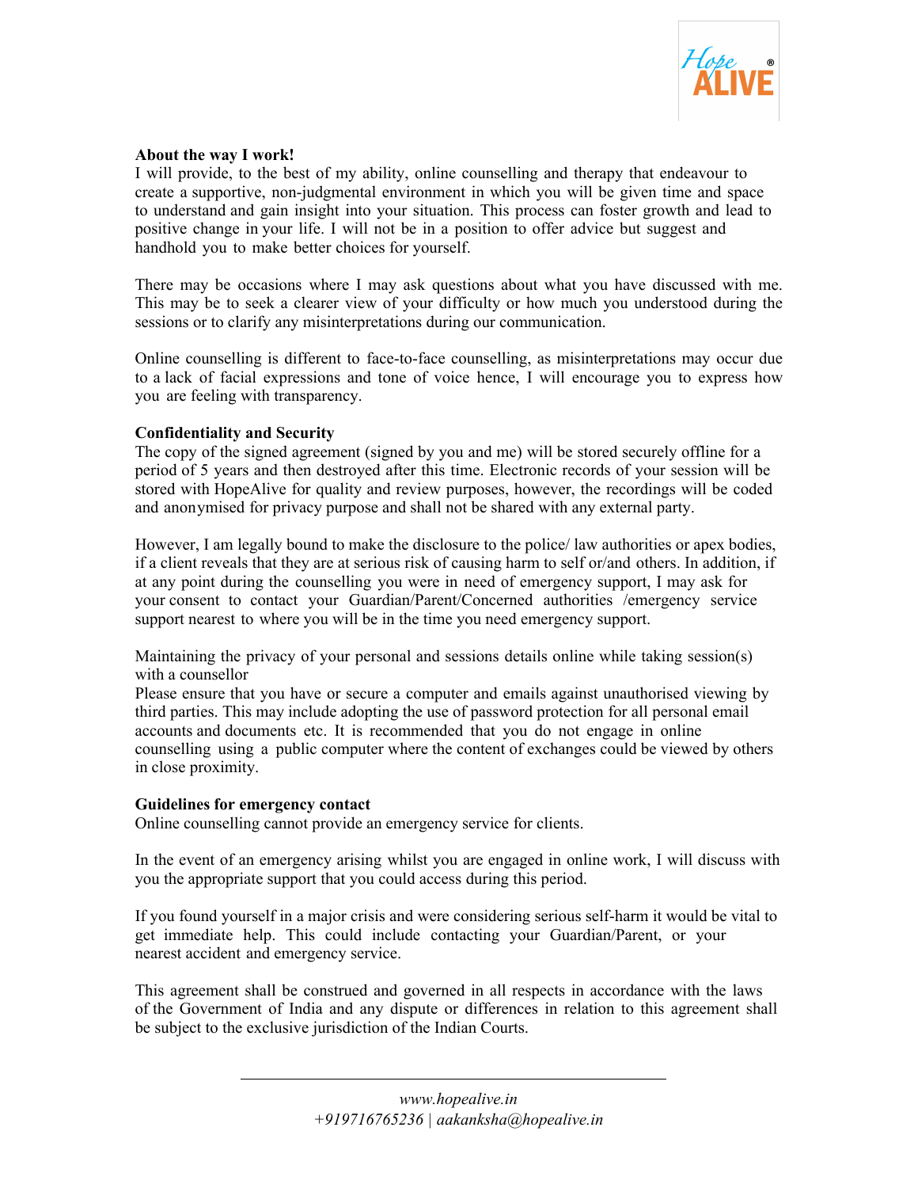**About the way I work!**

I will provide, to the best of my ability, online counselling and therapy that endeavour to create a supportive, non-judgmental environment in which you will be given time and space to understand and gain insight into your situation. This process can foster growth and lead to positive change in your life. I will not be in a position to offer advice but suggest and handhold you to make better choices for yourself.

There may be occasions where I may ask questions about what you have discussed with me. This may be to seek a clearer view of your difficulty or how much you understood during the sessions or to clarify any misinterpretations during our communication.

Online counselling is different to face-to-face counselling, as misinterpretations may occur due to a lack of facial expressions and tone of voice hence, I will encourage you to express how you are feeling with transparency.

**Confidentiality and Security**

The copy of the signed agreement (signed by you and me) will be stored securely offline for a period of 5 years and then destroyed after this time. Electronic records of your session will be stored with HopeAlive for quality and review purposes, however, the recordings will be coded and anonymised for privacy purpose and shall not be shared with any external party.

However, I am legally bound to make the disclosure to the police/ law authorities or apex bodies, if a client reveals that they are at serious risk of causing harm to self or/and others. In addition, if at any point during the counselling you were in need of emergency support, I may ask for your consent to contact your Guardian/Parent/Concerned authorities /emergency service support nearest to where you will be in the time you need emergency support.

Maintaining the privacy of your personal and sessions details online while taking session(s) with a counsellor

Please ensure that you have or secure a computer and emails against unauthorised viewing by third parties. This may include adopting the use of password protection for all personal email accounts and documents etc. It is recommended that you do not engage in online counselling using a public computer where the content of exchanges could be viewed by others in close proximity.

**Guidelines for emergency contact**

Online counselling cannot provide an emergency service for clients.

In the event of an emergency arising whilst you are engaged in online work, I will discuss with you the appropriate support that you could access during this period.

If you found yourself in a major crisis and were considering serious self-harm it would be vital to get immediate help. This could include contacting your Guardian/Parent, or your nearest accident and emergency service.

This agreement shall be construed and governed in all respects in accordance with the laws of the Government of India and any dispute or differences in relation to this agreement shall be subject to the exclusive jurisdiction of the Indian Courts.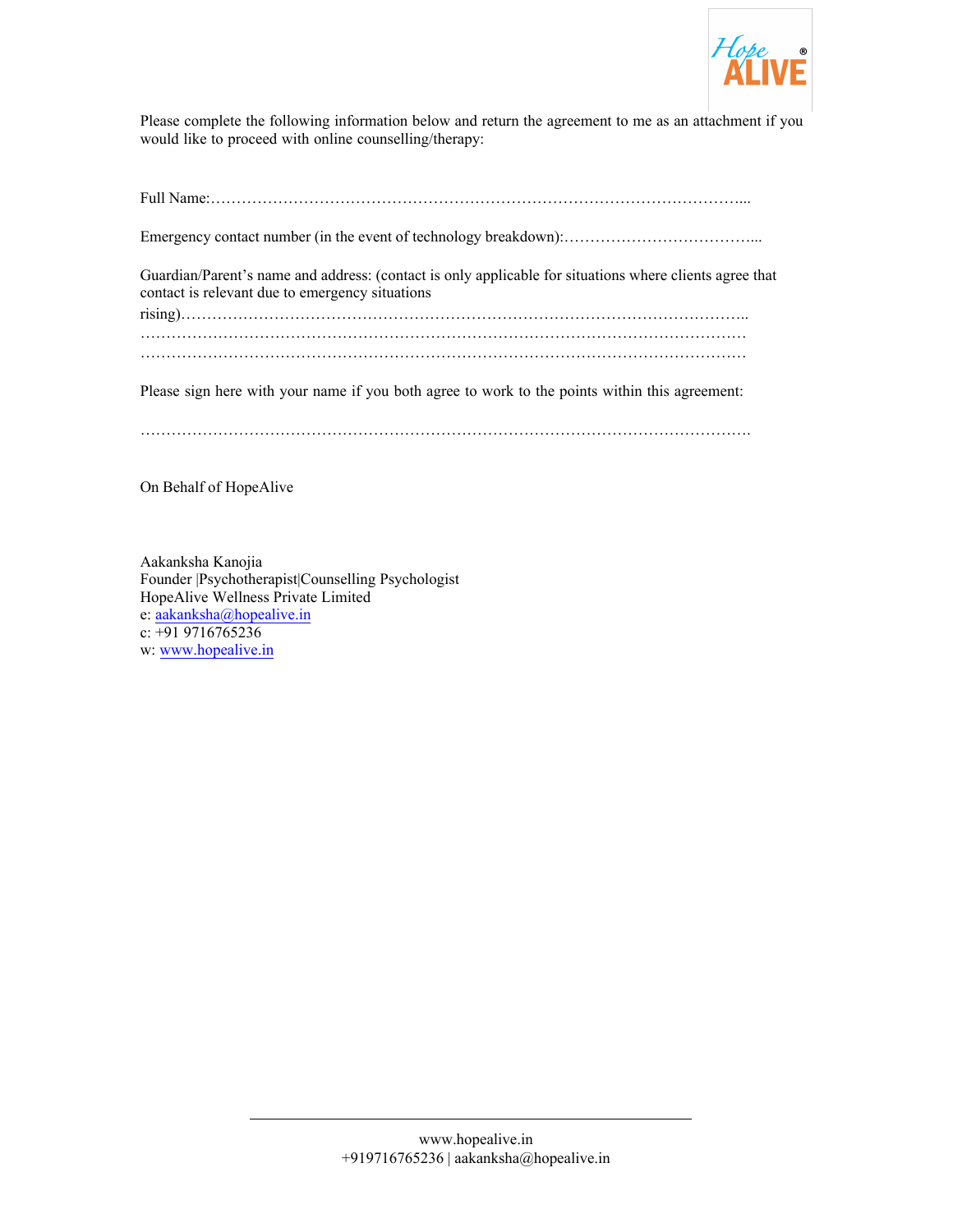Please complete the following information below and return the agreement to me as an attachment if you would like to proceed with online counselling/therapy:

Full Name:………………………………………………………………………………………...

Emergency contact number (in the event of technology breakdown):………………………………...

Guardian/Parent's name and address: (contact is only applicable for situations where clients agree that contact is relevant due to emergency situations rising)……………………………………………………………………………………………..
…………………………………………………………………………………………………
…………………………………………………………………………………………………

Please sign here with your name if you both agree to work to the points within this agreement:

………………………………………………………………………………………………….

On Behalf of HopeAlive

Aakanksha Kanojia
Founder |Psychotherapist|Counselling Psychologist
HopeAlive Wellness Private Limited
e: aakanksha@hopealive.in
c: +91 9716765236
w: www.hopealive.in